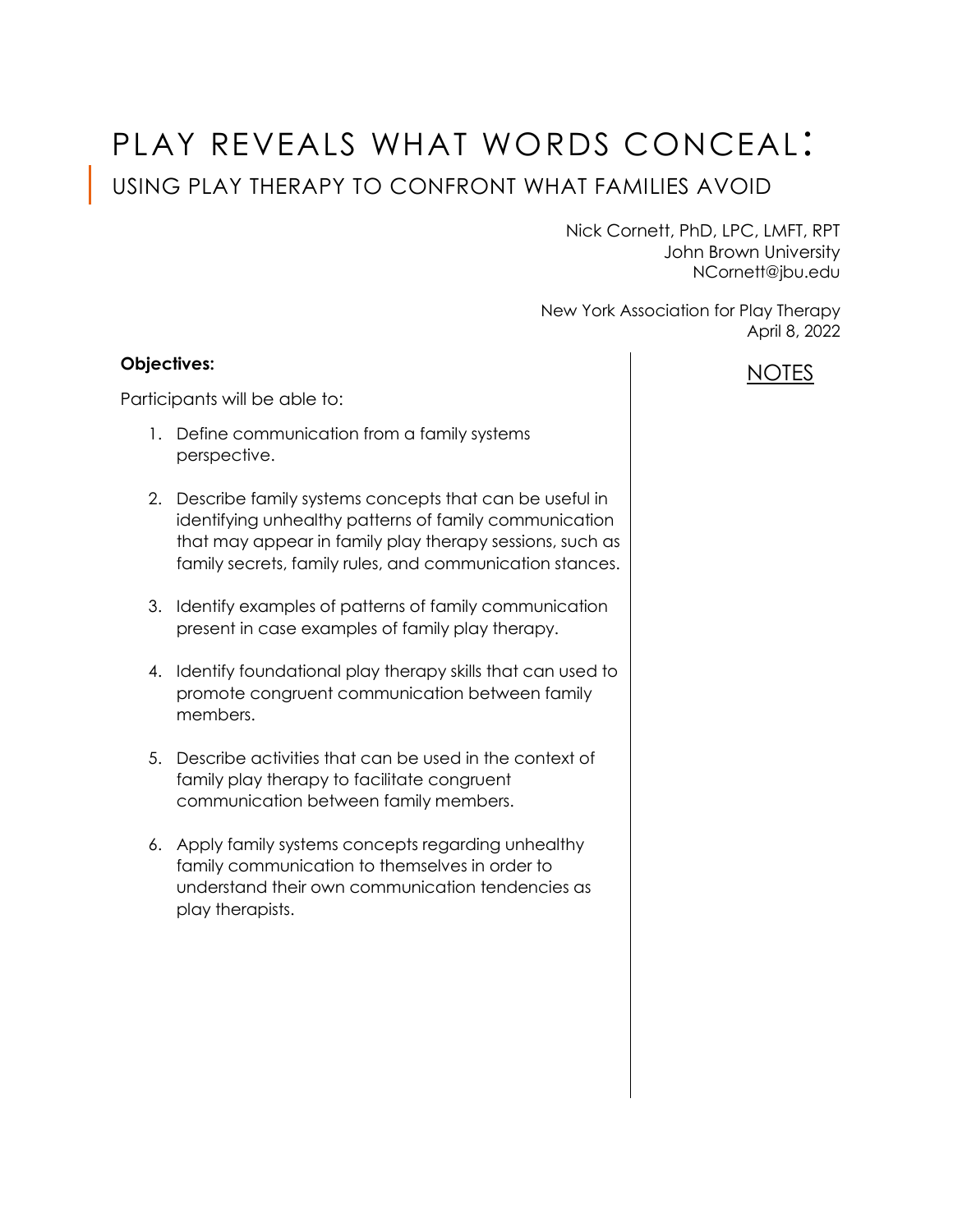# PLAY REVEALS WHAT WORDS CONCEAL:

## USING PLAY THERAPY TO CONFRONT WHAT FAMILIES AVOID

Nick Cornett, PhD, LPC, LMFT, RPT
John Brown University
NCornett@jbu.edu

New York Association for Play Therapy
April 8, 2022

**Objectives:**

Participants will be able to:

1. Define communication from a family systems perspective.
2. Describe family systems concepts that can be useful in identifying unhealthy patterns of family communication that may appear in family play therapy sessions, such as family secrets, family rules, and communication stances.
3. Identify examples of patterns of family communication present in case examples of family play therapy.
4. Identify foundational play therapy skills that can used to promote congruent communication between family members.
5. Describe activities that can be used in the context of family play therapy to facilitate congruent communication between family members.
6. Apply family systems concepts regarding unhealthy family communication to themselves in order to understand their own communication tendencies as play therapists.

NOTES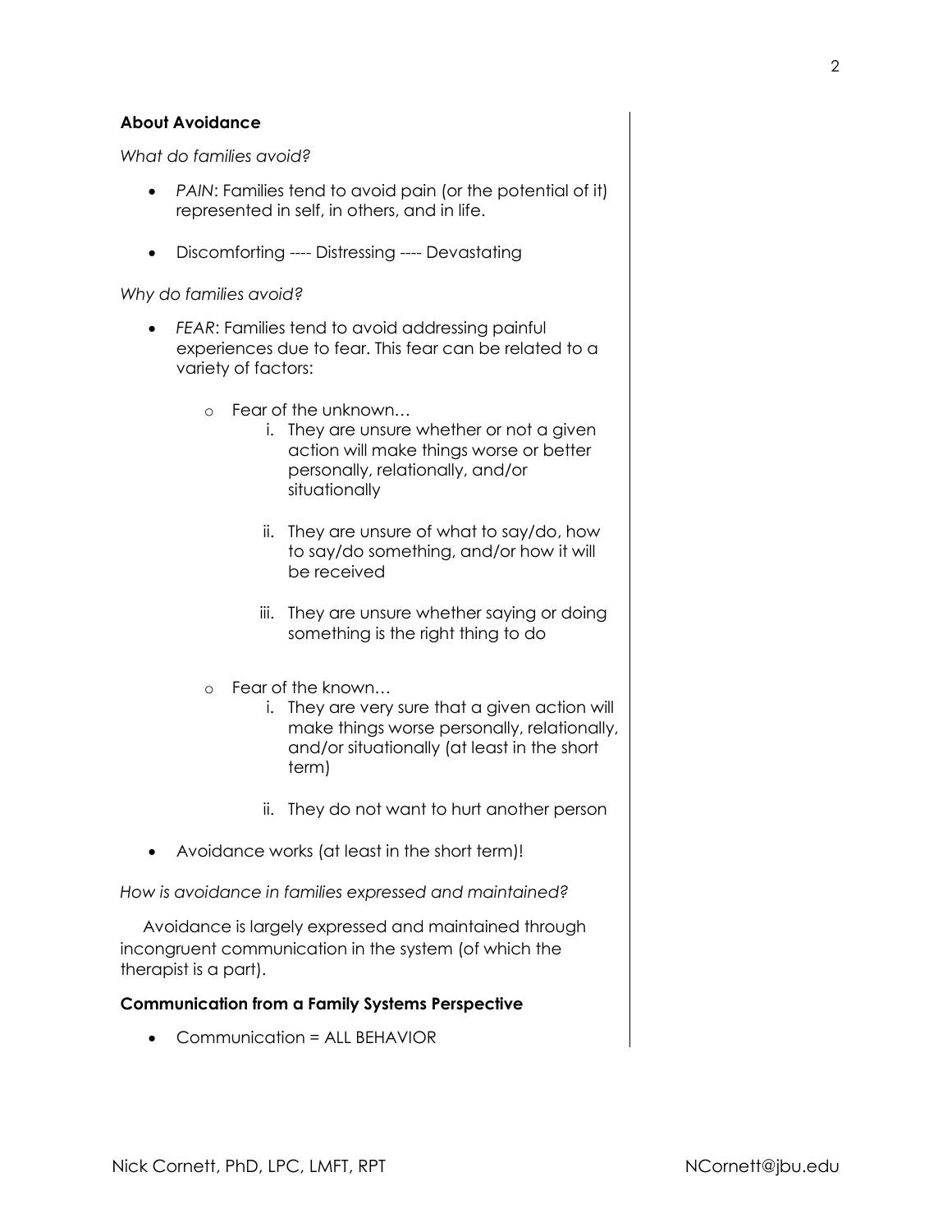**About Avoidance**

*What do families avoid?*

- *PAIN*: Families tend to avoid pain (or the potential of it) represented in self, in others, and in life.

- Discomforting ---- Distressing ---- Devastating

*Why do families avoid?*

- *FEAR*: Families tend to avoid addressing painful experiences due to fear. This fear can be related to a variety of factors:

  - Fear of the unknown…
    i. They are unsure whether or not a given action will make things worse or better personally, relationally, and/or situationally

    ii. They are unsure of what to say/do, how to say/do something, and/or how it will be received

    iii. They are unsure whether saying or doing something is the right thing to do

  - Fear of the known…
    i. They are very sure that a given action will make things worse personally, relationally, and/or situationally (at least in the short term)

    ii. They do not want to hurt another person

- Avoidance works (at least in the short term)!

*How is avoidance in families expressed and maintained?*

Avoidance is largely expressed and maintained through incongruent communication in the system (of which the therapist is a part).

**Communication from a Family Systems Perspective**

- Communication = ALL BEHAVIOR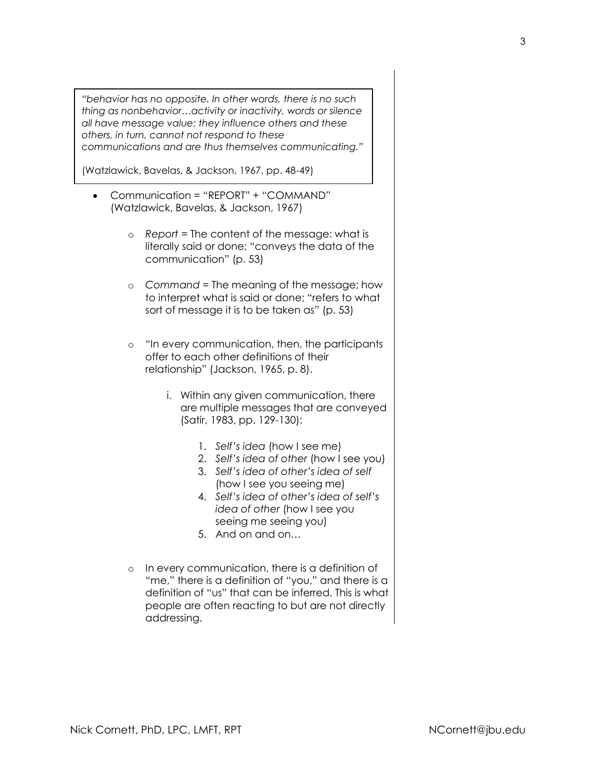> *"behavior has no opposite. In other words, there is no such thing as nonbehavior…activity or inactivity, words or silence all have message value: they influence others and these others, in turn, cannot not respond to these communications and are thus themselves communicating."*
>
> (Watzlawick, Bavelas, & Jackson, 1967, pp. 48-49)

- Communication = "REPORT" + "COMMAND" (Watzlawick, Bavelas, & Jackson, 1967)
  - *Report* = The content of the message: what is literally said or done; "conveys the data of the communication" (p. 53)
  - *Command* = The meaning of the message; how to interpret what is said or done; "refers to what sort of message it is to be taken as" (p. 53)
  - "In every communication, then, the participants offer to each other definitions of their relationship" (Jackson, 1965, p. 8).
    - i. Within any given communication, there are multiple messages that are conveyed (Satir, 1983, pp. 129-130):
      1. *Self's idea* (how I see me)
      2. *Self's idea of other* (how I see you)
      3. *Self's idea of other's idea of self* (how I see you seeing me)
      4. *Self's idea of other's idea of self's idea of other* (how I see you seeing me seeing you)
      5. And on and on…
  - In every communication, there is a definition of "me," there is a definition of "you," and there is a definition of "us" that can be inferred. This is what people are often reacting to but are not directly addressing.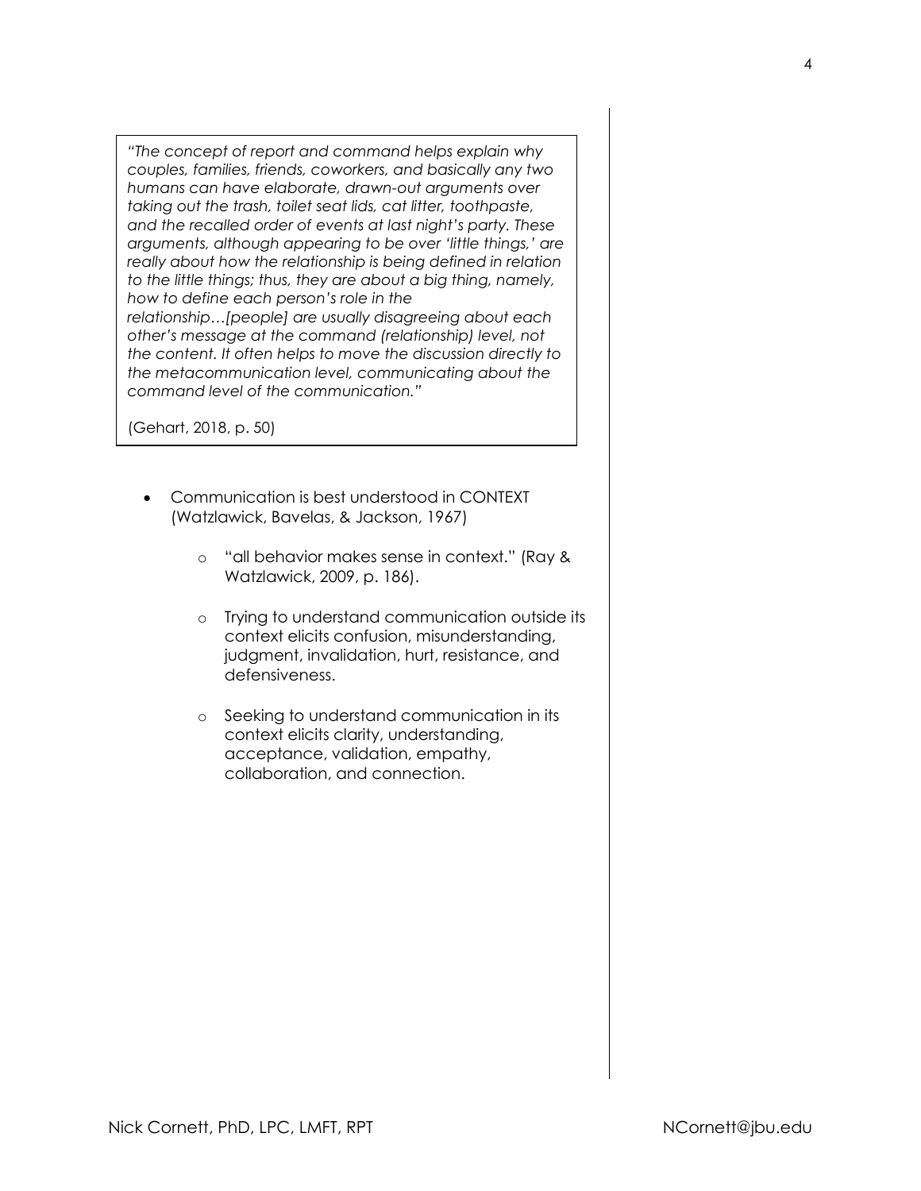> *"The concept of report and command helps explain why couples, families, friends, coworkers, and basically any two humans can have elaborate, drawn-out arguments over taking out the trash, toilet seat lids, cat litter, toothpaste, and the recalled order of events at last night's party. These arguments, although appearing to be over 'little things,' are really about how the relationship is being defined in relation to the little things; thus, they are about a big thing, namely, how to define each person's role in the relationship…[people] are usually disagreeing about each other's message at the command (relationship) level, not the content. It often helps to move the discussion directly to the metacommunication level, communicating about the command level of the communication."*
>
> (Gehart, 2018, p. 50)

- Communication is best understood in CONTEXT (Watzlawick, Bavelas, & Jackson, 1967)
    - "all behavior makes sense in context." (Ray & Watzlawick, 2009, p. 186).
    - Trying to understand communication outside its context elicits confusion, misunderstanding, judgment, invalidation, hurt, resistance, and defensiveness.
    - Seeking to understand communication in its context elicits clarity, understanding, acceptance, validation, empathy, collaboration, and connection.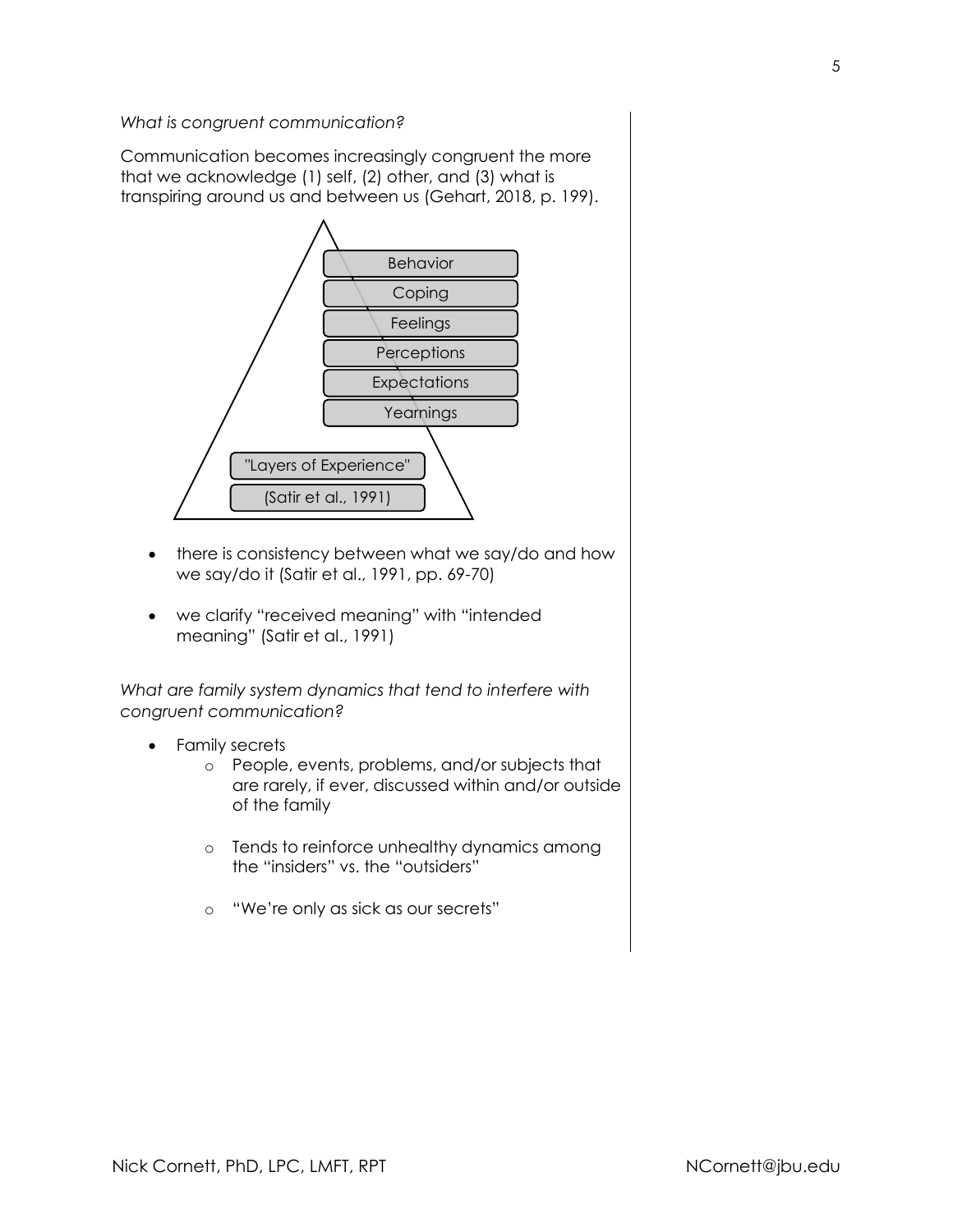*What is congruent communication?*

Communication becomes increasingly congruent the more that we acknowledge (1) self, (2) other, and (3) what is transpiring around us and between us (Gehart, 2018, p. 199).

Behavior

Coping

Feelings

Perceptions

Expectations

Yearnings

"Layers of Experience"

(Satir et al., 1991)

- there is consistency between what we say/do and how we say/do it (Satir et al., 1991, pp. 69-70)

- we clarify "received meaning" with "intended meaning" (Satir et al., 1991)

*What are family system dynamics that tend to interfere with congruent communication?*

- Family secrets
  - People, events, problems, and/or subjects that are rarely, if ever, discussed within and/or outside of the family
  - Tends to reinforce unhealthy dynamics among the "insiders" vs. the "outsiders"
  - "We're only as sick as our secrets"

Nick Cornett, PhD, LPC, LMFT, RPT NCornett@jbu.edu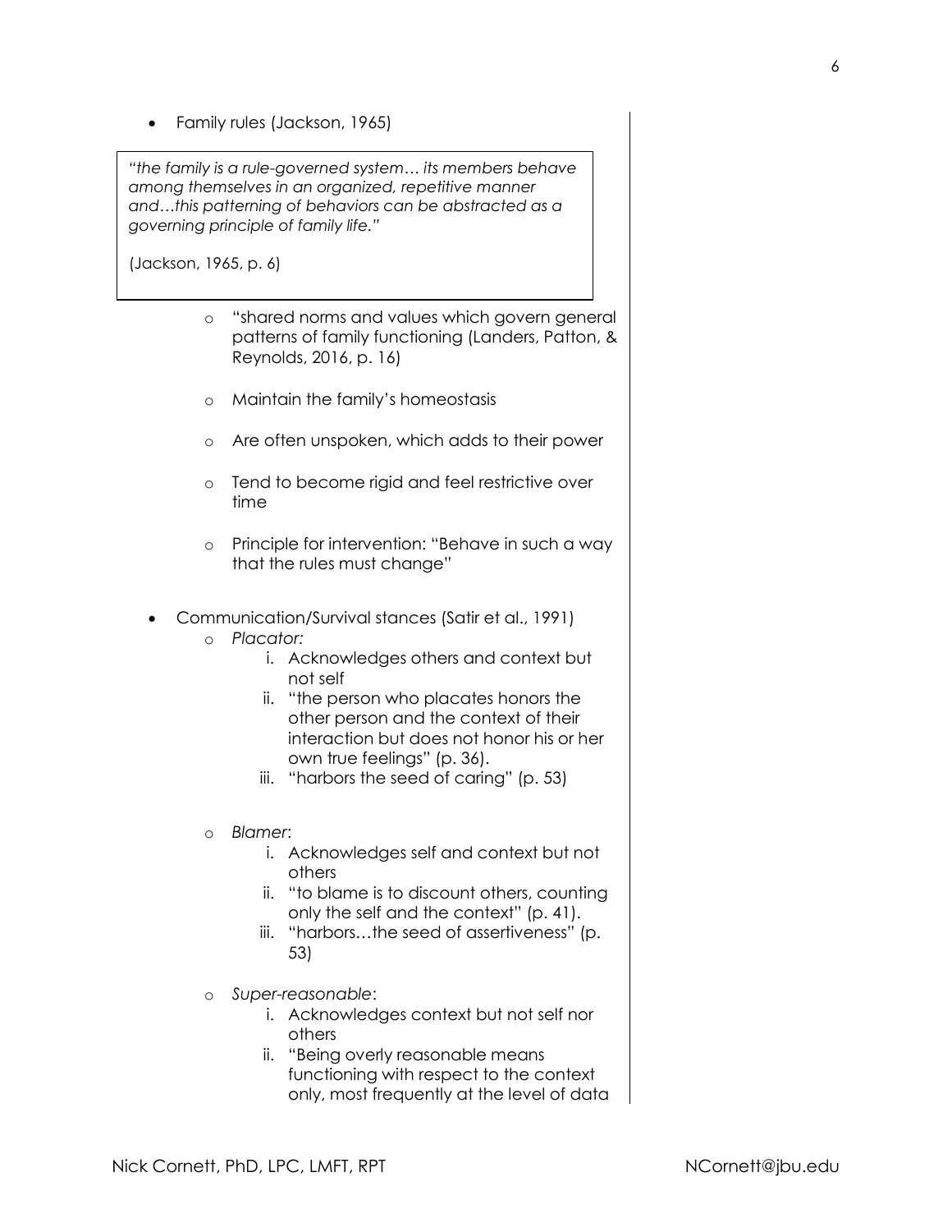- Family rules (Jackson, 1965)

> *"the family is a rule-governed system… its members behave among themselves in an organized, repetitive manner and…this patterning of behaviors can be abstracted as a governing principle of family life."*
>
> (Jackson, 1965, p. 6)

  - "shared norms and values which govern general patterns of family functioning (Landers, Patton, & Reynolds, 2016, p. 16)
  - Maintain the family's homeostasis
  - Are often unspoken, which adds to their power
  - Tend to become rigid and feel restrictive over time
  - Principle for intervention: "Behave in such a way that the rules must change"

- Communication/Survival stances (Satir et al., 1991)
  - *Placator:*
    1. Acknowledges others and context but not self
    2. "the person who placates honors the other person and the context of their interaction but does not honor his or her own true feelings" (p. 36).
    3. "harbors the seed of caring" (p. 53)
  - *Blamer*:
    1. Acknowledges self and context but not others
    2. "to blame is to discount others, counting only the self and the context" (p. 41).
    3. "harbors…the seed of assertiveness" (p. 53)
  - *Super-reasonable*:
    1. Acknowledges context but not self nor others
    2. "Being overly reasonable means functioning with respect to the context only, most frequently at the level of data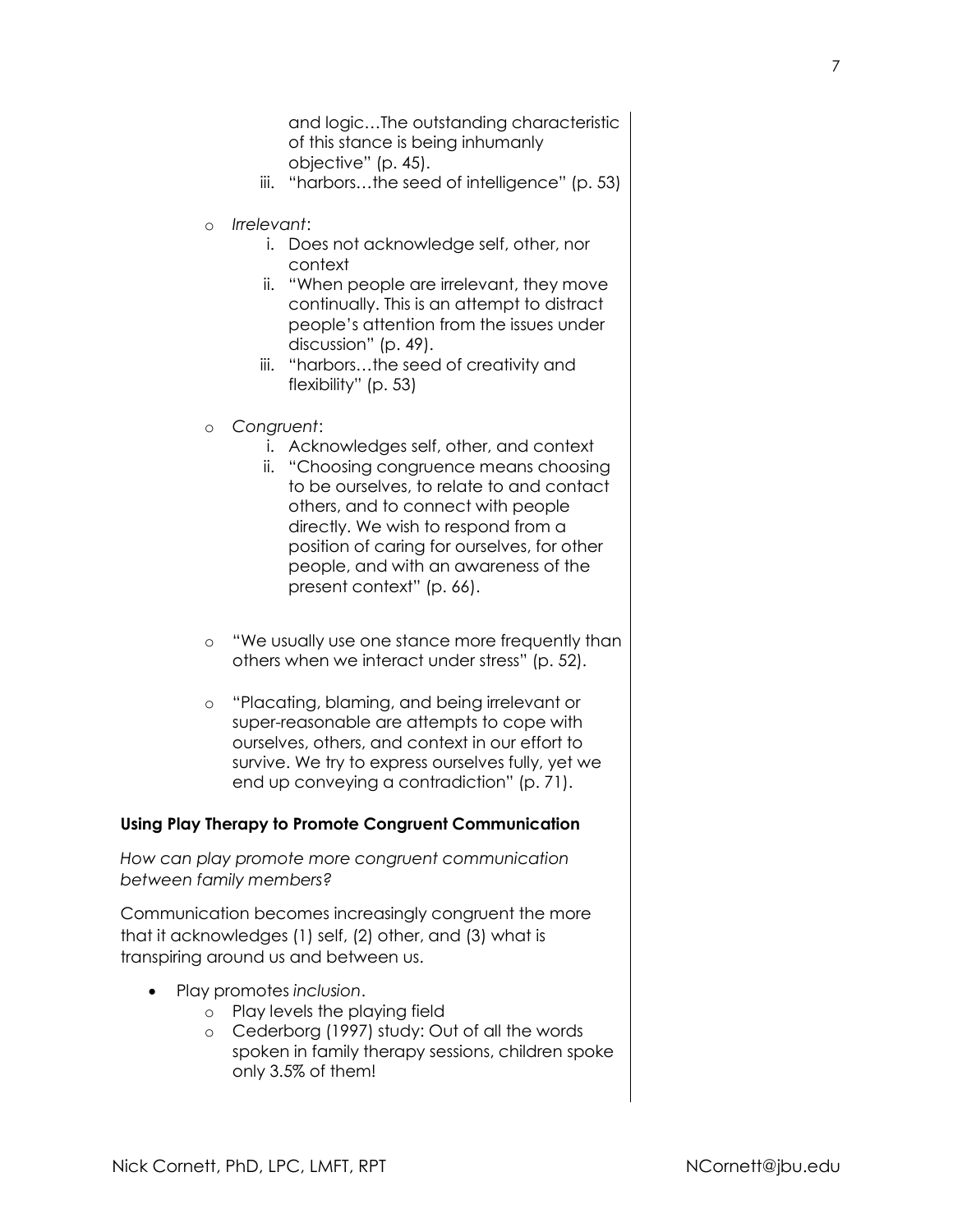and logic…The outstanding characteristic of this stance is being inhumanly objective" (p. 45).

   iii. "harbors…the seed of intelligence" (p. 53)

- *Irrelevant*:
   i. Does not acknowledge self, other, nor context
   ii. "When people are irrelevant, they move continually. This is an attempt to distract people's attention from the issues under discussion" (p. 49).
   iii. "harbors…the seed of creativity and flexibility" (p. 53)

- *Congruent*:
   i. Acknowledges self, other, and context
   ii. "Choosing congruence means choosing to be ourselves, to relate to and contact others, and to connect with people directly. We wish to respond from a position of caring for ourselves, for other people, and with an awareness of the present context" (p. 66).

- "We usually use one stance more frequently than others when we interact under stress" (p. 52).

- "Placating, blaming, and being irrelevant or super-reasonable are attempts to cope with ourselves, others, and context in our effort to survive. We try to express ourselves fully, yet we end up conveying a contradiction" (p. 71).

**Using Play Therapy to Promote Congruent Communication**

*How can play promote more congruent communication between family members?*

Communication becomes increasingly congruent the more that it acknowledges (1) self, (2) other, and (3) what is transpiring around us and between us.

- Play promotes *inclusion*.
  - Play levels the playing field
  - Cederborg (1997) study: Out of all the words spoken in family therapy sessions, children spoke only 3.5% of them!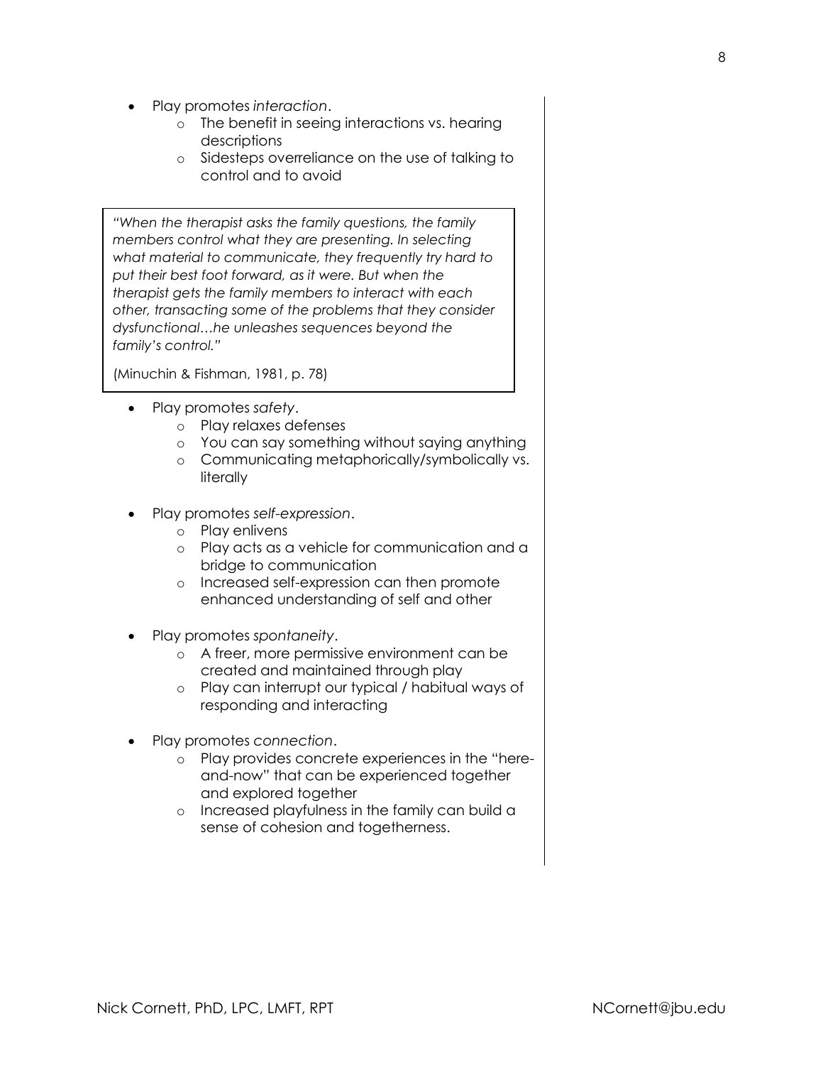- Play promotes *interaction*.
    - The benefit in seeing interactions vs. hearing descriptions
    - Sidesteps overreliance on the use of talking to control and to avoid

> *"When the therapist asks the family questions, the family members control what they are presenting. In selecting what material to communicate, they frequently try hard to put their best foot forward, as it were. But when the therapist gets the family members to interact with each other, transacting some of the problems that they consider dysfunctional…he unleashes sequences beyond the family's control."*
>
> (Minuchin & Fishman, 1981, p. 78)

- Play promotes *safety*.
    - Play relaxes defenses
    - You can say something without saying anything
    - Communicating metaphorically/symbolically vs. literally

- Play promotes *self-expression*.
    - Play enlivens
    - Play acts as a vehicle for communication and a bridge to communication
    - Increased self-expression can then promote enhanced understanding of self and other

- Play promotes *spontaneity*.
    - A freer, more permissive environment can be created and maintained through play
    - Play can interrupt our typical / habitual ways of responding and interacting

- Play promotes *connection*.
    - Play provides concrete experiences in the "here-and-now" that can be experienced together and explored together
    - Increased playfulness in the family can build a sense of cohesion and togetherness.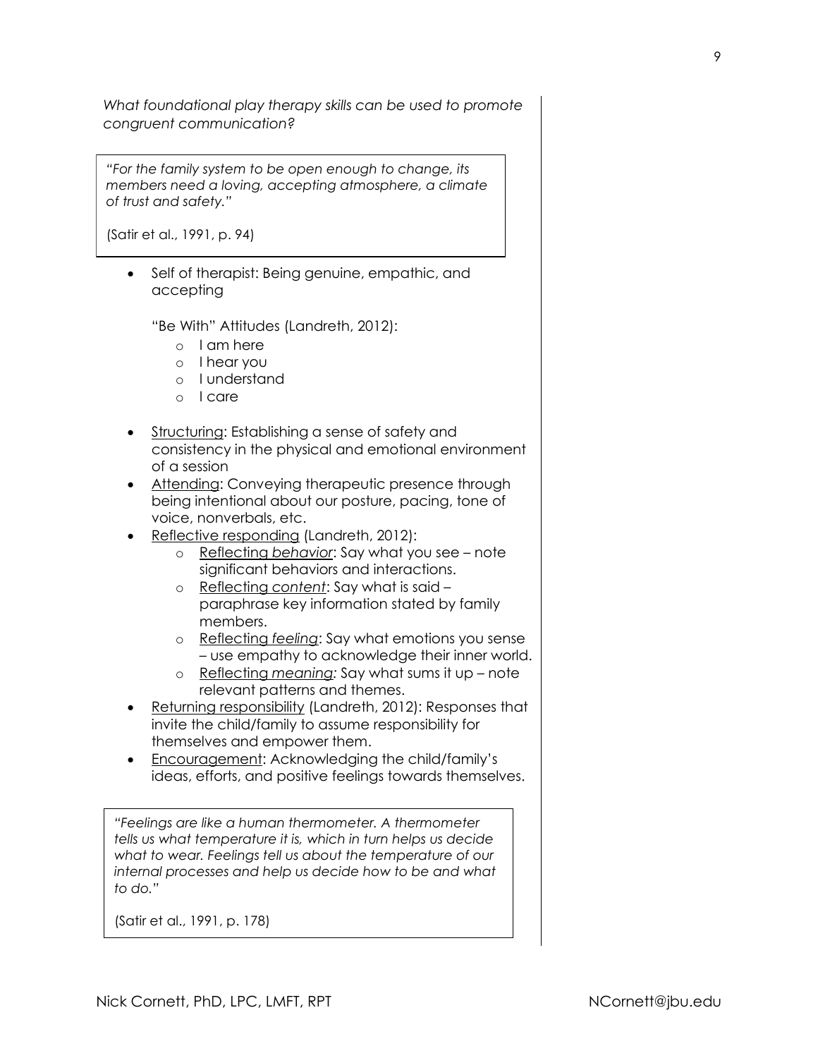*What foundational play therapy skills can be used to promote congruent communication?*

> *"For the family system to be open enough to change, its members need a loving, accepting atmosphere, a climate of trust and safety."*
>
> (Satir et al., 1991, p. 94)

- Self of therapist: Being genuine, empathic, and accepting

  "Be With" Attitudes (Landreth, 2012):
  - I am here
  - I hear you
  - I understand
  - I care

- <u>Structuring</u>: Establishing a sense of safety and consistency in the physical and emotional environment of a session
- <u>Attending</u>: Conveying therapeutic presence through being intentional about our posture, pacing, tone of voice, nonverbals, etc.
- <u>Reflective responding</u> (Landreth, 2012):
  - <u>Reflecting *behavior*</u>: Say what you see – note significant behaviors and interactions.
  - <u>Reflecting *content*</u>: Say what is said – paraphrase key information stated by family members.
  - <u>Reflecting *feeling*</u>: Say what emotions you sense – use empathy to acknowledge their inner world.
  - <u>Reflecting *meaning*</u>: Say what sums it up – note relevant patterns and themes.
- <u>Returning responsibility</u> (Landreth, 2012): Responses that invite the child/family to assume responsibility for themselves and empower them.
- <u>Encouragement</u>: Acknowledging the child/family's ideas, efforts, and positive feelings towards themselves.

> *"Feelings are like a human thermometer. A thermometer tells us what temperature it is, which in turn helps us decide what to wear. Feelings tell us about the temperature of our internal processes and help us decide how to be and what to do."*
>
> (Satir et al., 1991, p. 178)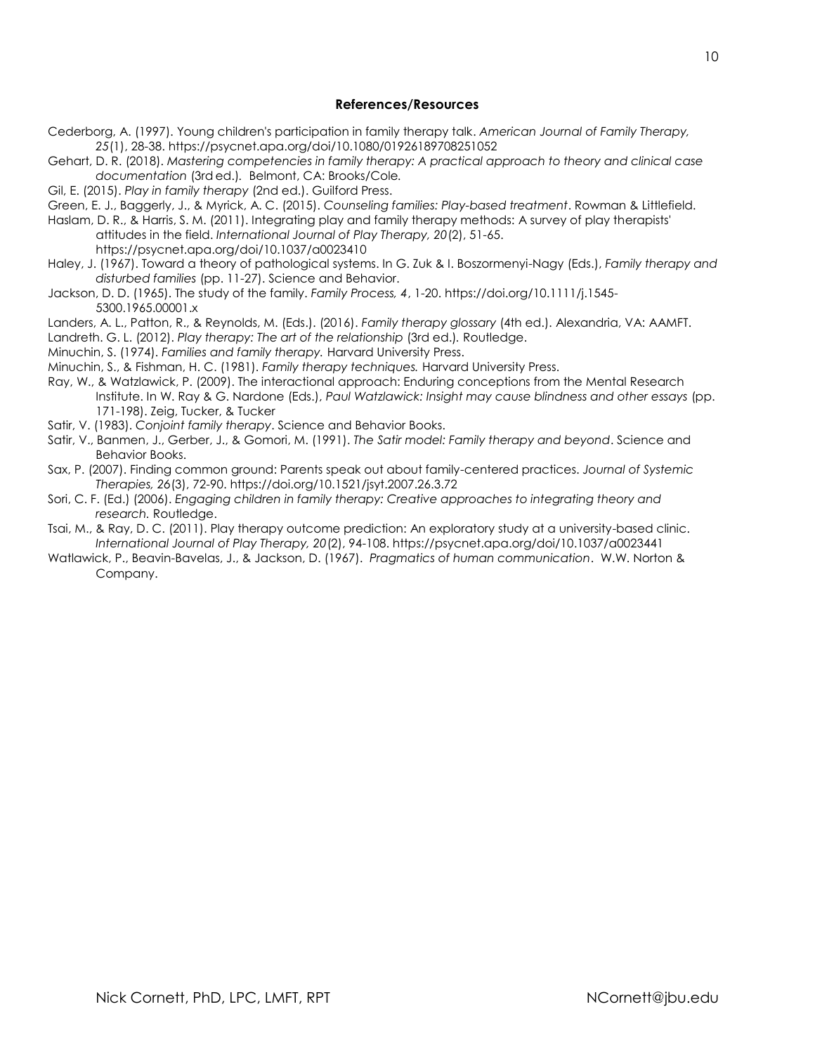### References/Resources

Cederborg, A. (1997). Young children's participation in family therapy talk. *American Journal of Family Therapy, 25*(1), 28-38. https://psycnet.apa.org/doi/10.1080/01926189708251052

Gehart, D. R. (2018). *Mastering competencies in family therapy: A practical approach to theory and clinical case documentation* (3rd ed.). Belmont, CA: Brooks/Cole.

Gil, E. (2015). *Play in family therapy* (2nd ed.). Guilford Press.

Green, E. J., Baggerly, J., & Myrick, A. C. (2015). *Counseling families: Play-based treatment*. Rowman & Littlefield.

Haslam, D. R., & Harris, S. M. (2011). Integrating play and family therapy methods: A survey of play therapists' attitudes in the field. *International Journal of Play Therapy, 20*(2), 51-65. https://psycnet.apa.org/doi/10.1037/a0023410

Haley, J. (1967). Toward a theory of pathological systems. In G. Zuk & I. Boszormenyi-Nagy (Eds.), *Family therapy and disturbed families* (pp. 11-27). Science and Behavior.

Jackson, D. D. (1965). The study of the family. *Family Process, 4*, 1-20. https://doi.org/10.1111/j.1545-5300.1965.00001.x

Landers, A. L., Patton, R., & Reynolds, M. (Eds.). (2016). *Family therapy glossary* (4th ed.). Alexandria, VA: AAMFT.

Landreth. G. L. (2012). *Play therapy: The art of the relationship* (3rd ed.). Routledge.

Minuchin, S. (1974). *Families and family therapy.* Harvard University Press.

Minuchin, S., & Fishman, H. C. (1981). *Family therapy techniques.* Harvard University Press.

Ray, W., & Watzlawick, P. (2009). The interactional approach: Enduring conceptions from the Mental Research Institute. In W. Ray & G. Nardone (Eds.), *Paul Watzlawick: Insight may cause blindness and other essays* (pp. 171-198). Zeig, Tucker, & Tucker

Satir, V. (1983). *Conjoint family therapy*. Science and Behavior Books.

Satir, V., Banmen, J., Gerber, J., & Gomori, M. (1991). *The Satir model: Family therapy and beyond*. Science and Behavior Books.

Sax, P. (2007). Finding common ground: Parents speak out about family-centered practices. *Journal of Systemic Therapies, 26*(3), 72-90. https://doi.org/10.1521/jsyt.2007.26.3.72

Sori, C. F. (Ed.) (2006). *Engaging children in family therapy: Creative approaches to integrating theory and research.* Routledge.

Tsai, M., & Ray, D. C. (2011). Play therapy outcome prediction: An exploratory study at a university-based clinic. *International Journal of Play Therapy, 20*(2), 94-108. https://psycnet.apa.org/doi/10.1037/a0023441

Watlawick, P., Beavin-Bavelas, J., & Jackson, D. (1967). *Pragmatics of human communication*. W.W. Norton & Company.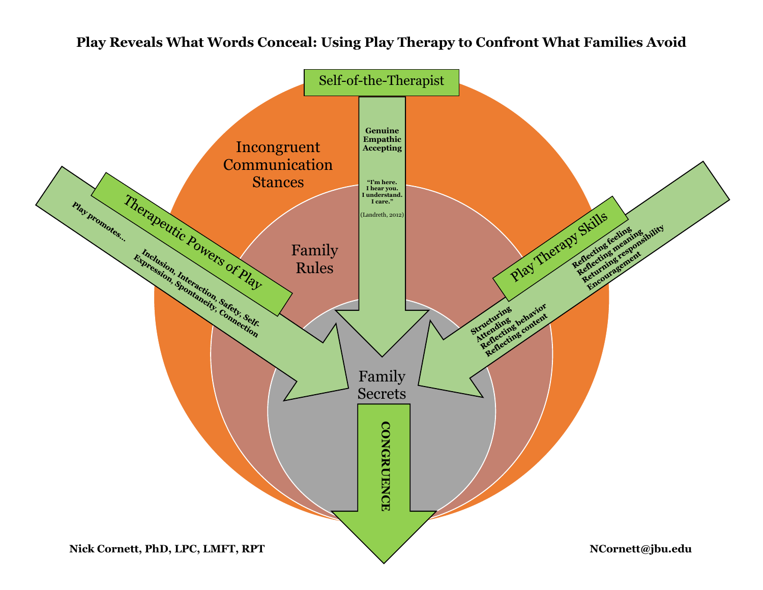# Play Reveals What Words Conceal: Using Play Therapy to Confront What Families Avoid

Self-of-the-Therapist

Genuine
Empathic
Accepting

"I'm here.
I hear you.
I understand.
I care."

(Landreth, 2012)

Incongruent Communication Stances

Family Rules

Family Secrets

Therapeutic Powers of Play

Play promotes...

Inclusion, Interaction, Safety, Self-Expression, Spontaneity, Connection

Play Therapy Skills

Structuring
Attending
Reflecting behavior
Reflecting content

Reflecting feeling
Reflecting meaning
Returning responsibility
Encouragement

CONGRUENCE

**Nick Cornett, PhD, LPC, LMFT, RPT**

**NCornett@jbu.edu**